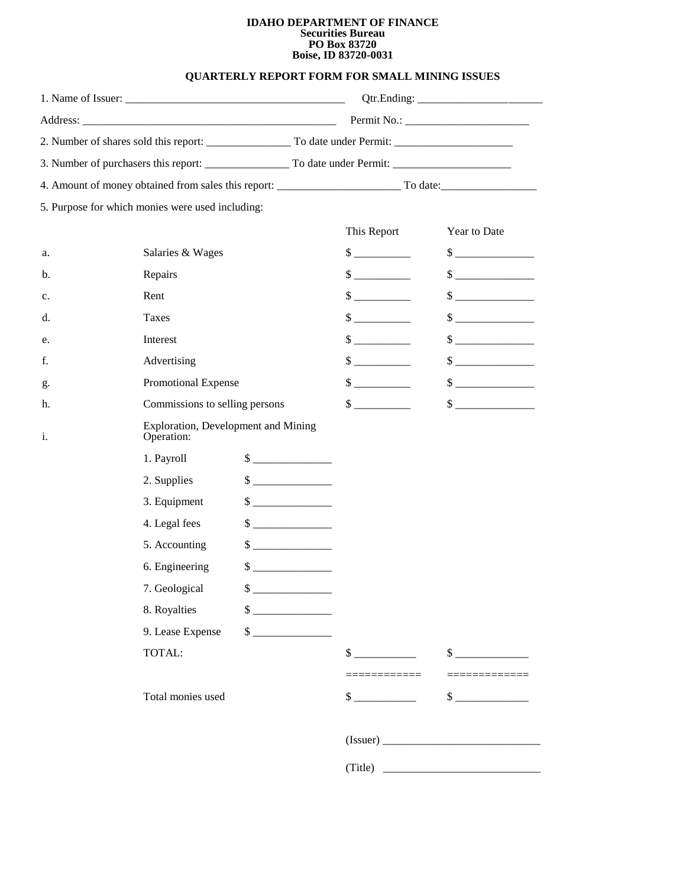**IDAHO DEPARTMENT OF FINANCE**
**Securities Bureau**
**PO Box 83720**
**Boise, ID 83720-0031**

## QUARTERLY REPORT FORM FOR SMALL MINING ISSUES

1. Name of Issuer: _______________________________________ Qtr.Ending: ______________________

Address: ______________________________________________ Permit No.: ______________________

2. Number of shares sold this report: _______________ To date under Permit: _____________________

3. Number of purchasers this report: _______________ To date under Permit: _____________________

4. Amount of money obtained from sales this report: ______________________ To date:_________________

5. Purpose for which monies were used including:

| | | | This Report | Year to Date |
|---|---|---|---|---|
| a. | Salaries & Wages | | $ __________ | $ ______________ |
| b. | Repairs | | $ __________ | $ ______________ |
| c. | Rent | | $ __________ | $ ______________ |
| d. | Taxes | | $ __________ | $ ______________ |
| e. | Interest | | $ __________ | $ ______________ |
| f. | Advertising | | $ __________ | $ ______________ |
| g. | Promotional Expense | | $ __________ | $ ______________ |
| h. | Commissions to selling persons | | $ __________ | $ ______________ |
| i. | Exploration, Development and Mining Operation: | | | |
| | 1. Payroll | $ ______________ | | |
| | 2. Supplies | $ ______________ | | |
| | 3. Equipment | $ ______________ | | |
| | 4. Legal fees | $ ______________ | | |
| | 5. Accounting | $ ______________ | | |
| | 6. Engineering | $ ______________ | | |
| | 7. Geological | $ ______________ | | |
| | 8. Royalties | $ ______________ | | |
| | 9. Lease Expense | $ ______________ | | |
| | TOTAL: | | $ ___________ | $ _____________ |
| | | | ============ | ============ |
| | Total monies used | | $ ___________ | $ _____________ |

(Issuer) ____________________________

(Title) ____________________________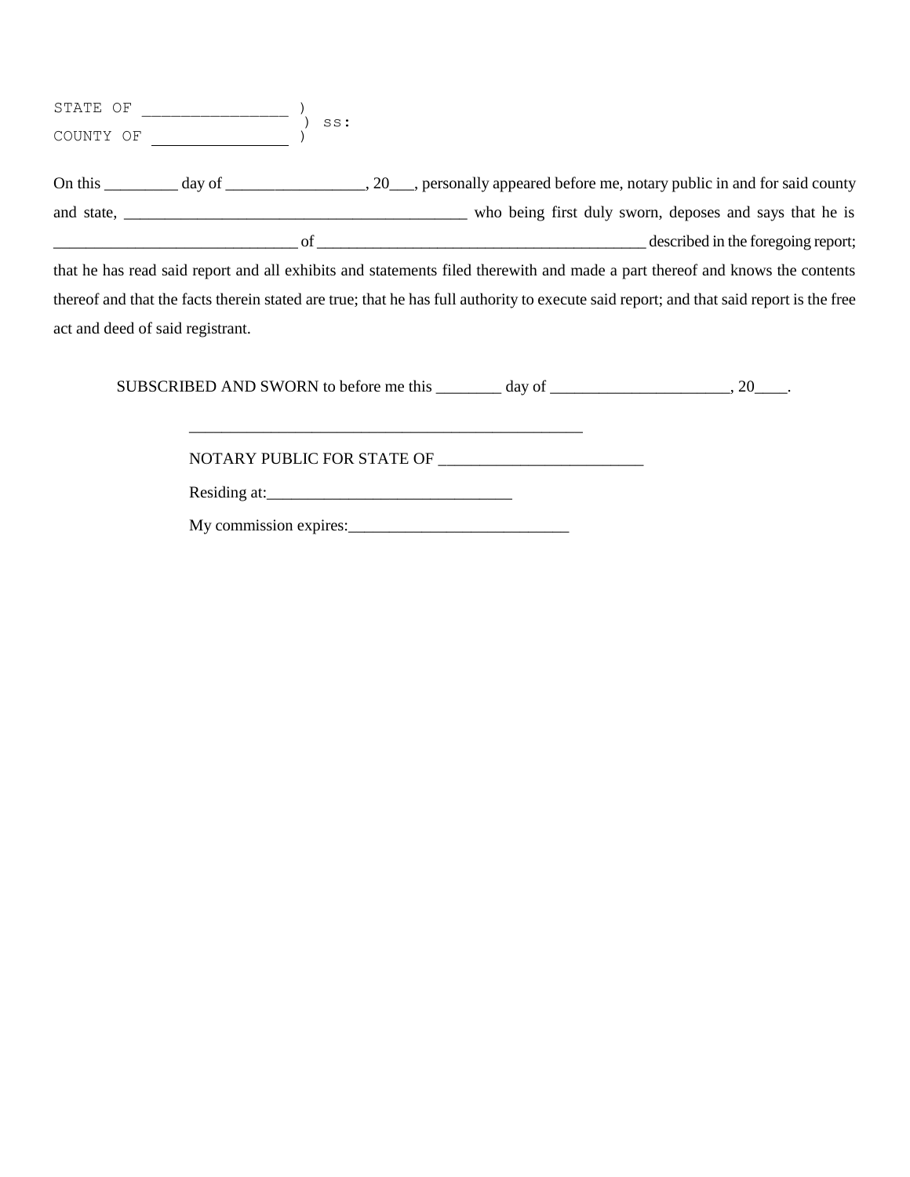STATE OF \_\_\_\_\_\_\_\_\_\_\_\_\_\_\_\_ )
) ss:
COUNTY OF \_\_\_\_\_\_\_\_\_\_\_\_\_\_\_\_ )

On this _________ day of _________________, 20___, personally appeared before me, notary public in and for said county and state, ___________________________________________ who being first duly sworn, deposes and says that he is ______________________________ of _________________________________________ described in the foregoing report; that he has read said report and all exhibits and statements filed therewith and made a part thereof and knows the contents thereof and that the facts therein stated are true; that he has full authority to execute said report; and that said report is the free act and deed of said registrant.

SUBSCRIBED AND SWORN to before me this ________ day of ______________________, 20____.

__________________________________________________

NOTARY PUBLIC FOR STATE OF _________________________

Residing at:______________________________

My commission expires:___________________________